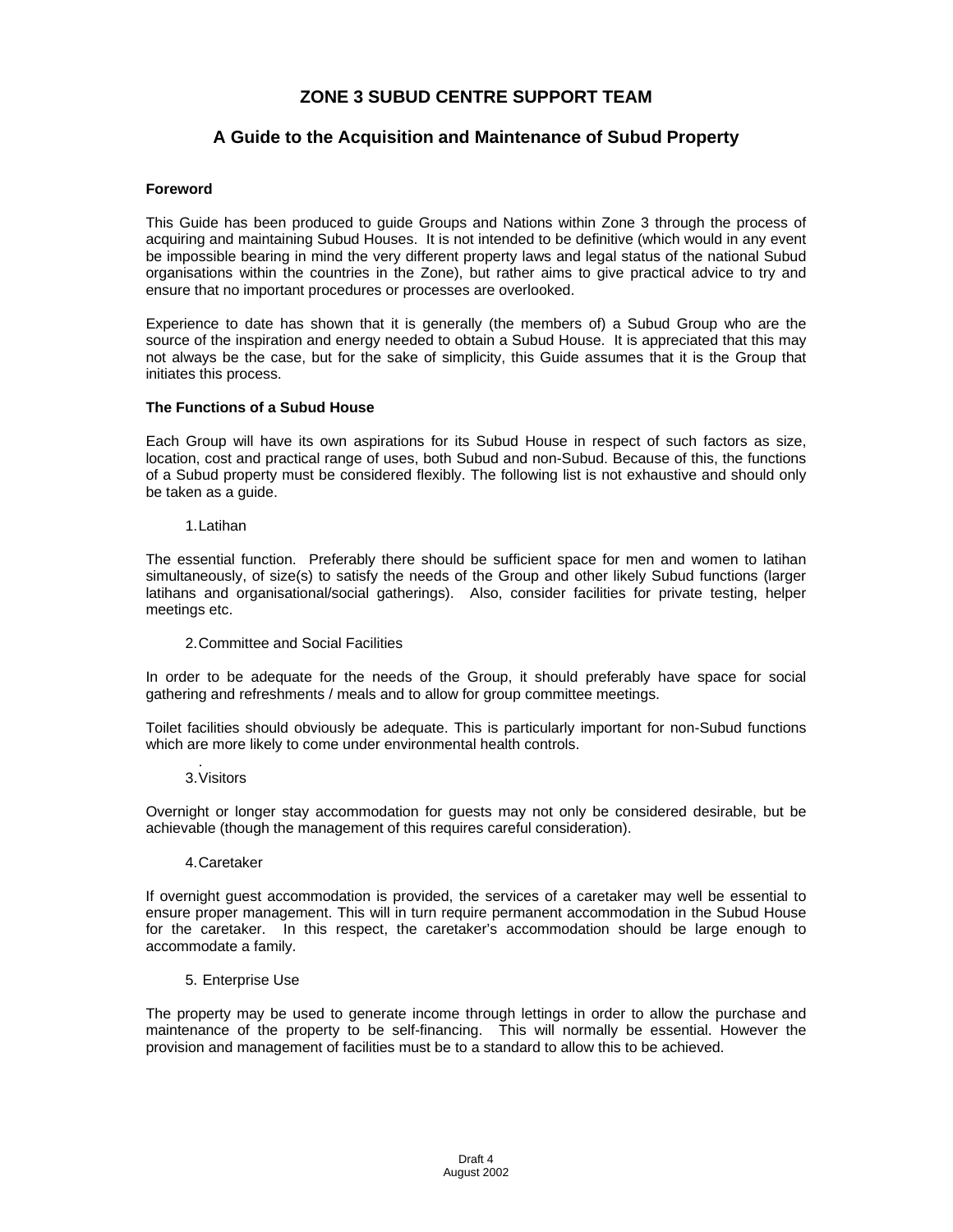# ZONE 3 SUBUD CENTRE SUPPORT TEAM

## A Guide to the Acquisition and Maintenance of Subud Property

### Foreword

This Guide has been produced to guide Groups and Nations within Zone 3 through the process of acquiring and maintaining Subud Houses. It is not intended to be definitive (which would in any event be impossible bearing in mind the very different property laws and legal status of the national Subud organisations within the countries in the Zone), but rather aims to give practical advice to try and ensure that no important procedures or processes are overlooked.

Experience to date has shown that it is generally (the members of) a Subud Group who are the source of the inspiration and energy needed to obtain a Subud House. It is appreciated that this may not always be the case, but for the sake of simplicity, this Guide assumes that it is the Group that initiates this process.

### The Functions of a Subud House

Each Group will have its own aspirations for its Subud House in respect of such factors as size, location, cost and practical range of uses, both Subud and non-Subud. Because of this, the functions of a Subud property must be considered flexibly. The following list is not exhaustive and should only be taken as a guide.

1. Latihan

The essential function. Preferably there should be sufficient space for men and women to latihan simultaneously, of size(s) to satisfy the needs of the Group and other likely Subud functions (larger latihans and organisational/social gatherings). Also, consider facilities for private testing, helper meetings etc.

2. Committee and Social Facilities

In order to be adequate for the needs of the Group, it should preferably have space for social gathering and refreshments / meals and to allow for group committee meetings.

Toilet facilities should obviously be adequate. This is particularly important for non-Subud functions which are more likely to come under environmental health controls.

3. Visitors

Overnight or longer stay accommodation for guests may not only be considered desirable, but be achievable (though the management of this requires careful consideration).

4. Caretaker

If overnight guest accommodation is provided, the services of a caretaker may well be essential to ensure proper management. This will in turn require permanent accommodation in the Subud House for the caretaker. In this respect, the caretaker's accommodation should be large enough to accommodate a family.

5. Enterprise Use

The property may be used to generate income through lettings in order to allow the purchase and maintenance of the property to be self-financing. This will normally be essential. However the provision and management of facilities must be to a standard to allow this to be achieved.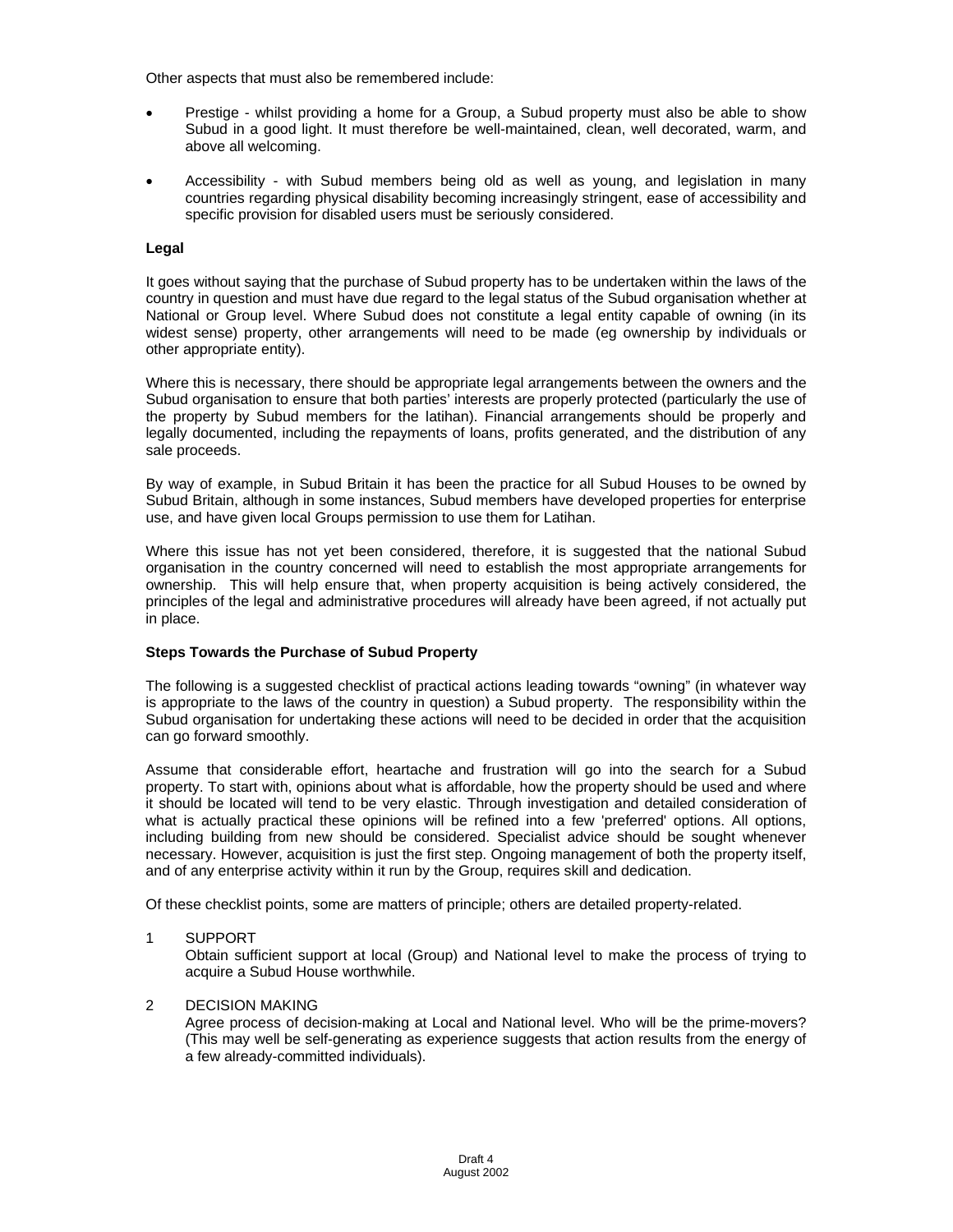Other aspects that must also be remembered include:

- Prestige - whilst providing a home for a Group, a Subud property must also be able to show Subud in a good light. It must therefore be well-maintained, clean, well decorated, warm, and above all welcoming.
- Accessibility - with Subud members being old as well as young, and legislation in many countries regarding physical disability becoming increasingly stringent, ease of accessibility and specific provision for disabled users must be seriously considered.

**Legal**

It goes without saying that the purchase of Subud property has to be undertaken within the laws of the country in question and must have due regard to the legal status of the Subud organisation whether at National or Group level. Where Subud does not constitute a legal entity capable of owning (in its widest sense) property, other arrangements will need to be made (eg ownership by individuals or other appropriate entity).

Where this is necessary, there should be appropriate legal arrangements between the owners and the Subud organisation to ensure that both parties' interests are properly protected (particularly the use of the property by Subud members for the latihan). Financial arrangements should be properly and legally documented, including the repayments of loans, profits generated, and the distribution of any sale proceeds.

By way of example, in Subud Britain it has been the practice for all Subud Houses to be owned by Subud Britain, although in some instances, Subud members have developed properties for enterprise use, and have given local Groups permission to use them for Latihan.

Where this issue has not yet been considered, therefore, it is suggested that the national Subud organisation in the country concerned will need to establish the most appropriate arrangements for ownership. This will help ensure that, when property acquisition is being actively considered, the principles of the legal and administrative procedures will already have been agreed, if not actually put in place.

**Steps Towards the Purchase of Subud Property**

The following is a suggested checklist of practical actions leading towards "owning" (in whatever way is appropriate to the laws of the country in question) a Subud property. The responsibility within the Subud organisation for undertaking these actions will need to be decided in order that the acquisition can go forward smoothly.

Assume that considerable effort, heartache and frustration will go into the search for a Subud property. To start with, opinions about what is affordable, how the property should be used and where it should be located will tend to be very elastic. Through investigation and detailed consideration of what is actually practical these opinions will be refined into a few 'preferred' options. All options, including building from new should be considered. Specialist advice should be sought whenever necessary. However, acquisition is just the first step. Ongoing management of both the property itself, and of any enterprise activity within it run by the Group, requires skill and dedication.

Of these checklist points, some are matters of principle; others are detailed property-related.

1 SUPPORT
Obtain sufficient support at local (Group) and National level to make the process of trying to acquire a Subud House worthwhile.

2 DECISION MAKING
Agree process of decision-making at Local and National level. Who will be the prime-movers? (This may well be self-generating as experience suggests that action results from the energy of a few already-committed individuals).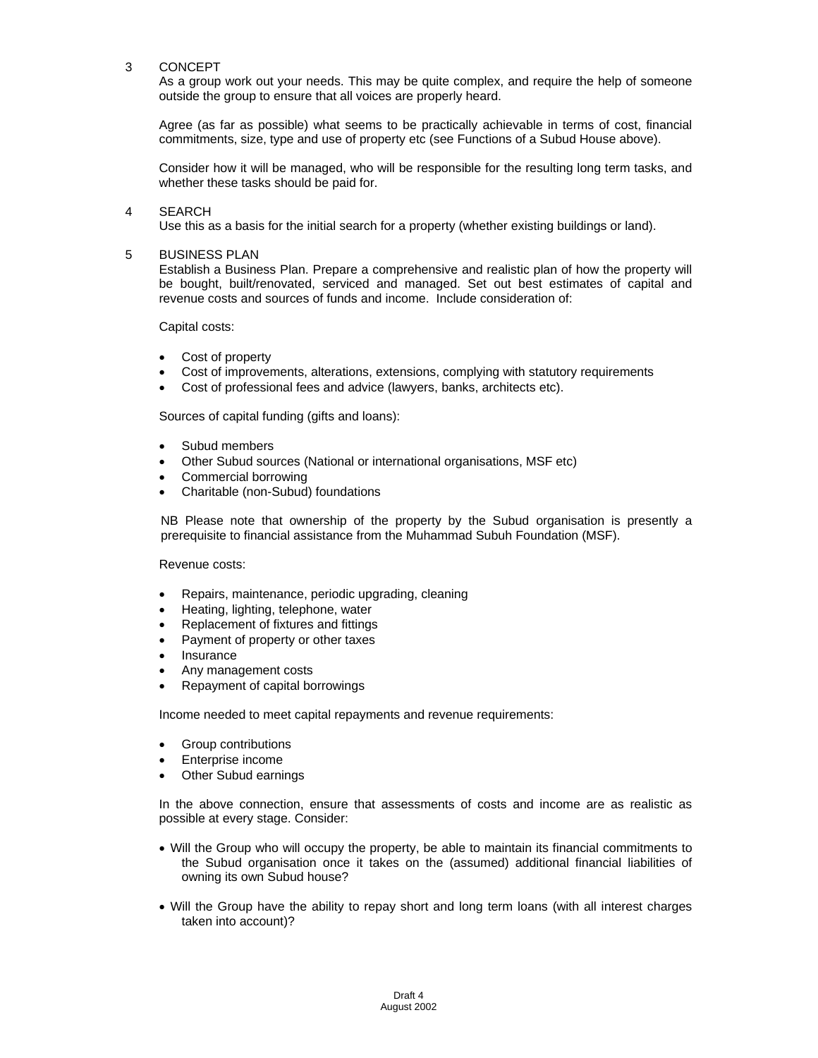3 CONCEPT

As a group work out your needs. This may be quite complex, and require the help of someone outside the group to ensure that all voices are properly heard.

Agree (as far as possible) what seems to be practically achievable in terms of cost, financial commitments, size, type and use of property etc (see Functions of a Subud House above).

Consider how it will be managed, who will be responsible for the resulting long term tasks, and whether these tasks should be paid for.

4 SEARCH

Use this as a basis for the initial search for a property (whether existing buildings or land).

5 BUSINESS PLAN

Establish a Business Plan. Prepare a comprehensive and realistic plan of how the property will be bought, built/renovated, serviced and managed. Set out best estimates of capital and revenue costs and sources of funds and income. Include consideration of:

Capital costs:

- Cost of property
- Cost of improvements, alterations, extensions, complying with statutory requirements
- Cost of professional fees and advice (lawyers, banks, architects etc).

Sources of capital funding (gifts and loans):

- Subud members
- Other Subud sources (National or international organisations, MSF etc)
- Commercial borrowing
- Charitable (non-Subud) foundations

NB Please note that ownership of the property by the Subud organisation is presently a prerequisite to financial assistance from the Muhammad Subuh Foundation (MSF).

Revenue costs:

- Repairs, maintenance, periodic upgrading, cleaning
- Heating, lighting, telephone, water
- Replacement of fixtures and fittings
- Payment of property or other taxes
- Insurance
- Any management costs
- Repayment of capital borrowings

Income needed to meet capital repayments and revenue requirements:

- Group contributions
- Enterprise income
- Other Subud earnings

In the above connection, ensure that assessments of costs and income are as realistic as possible at every stage. Consider:

- Will the Group who will occupy the property, be able to maintain its financial commitments to the Subud organisation once it takes on the (assumed) additional financial liabilities of owning its own Subud house?
- Will the Group have the ability to repay short and long term loans (with all interest charges taken into account)?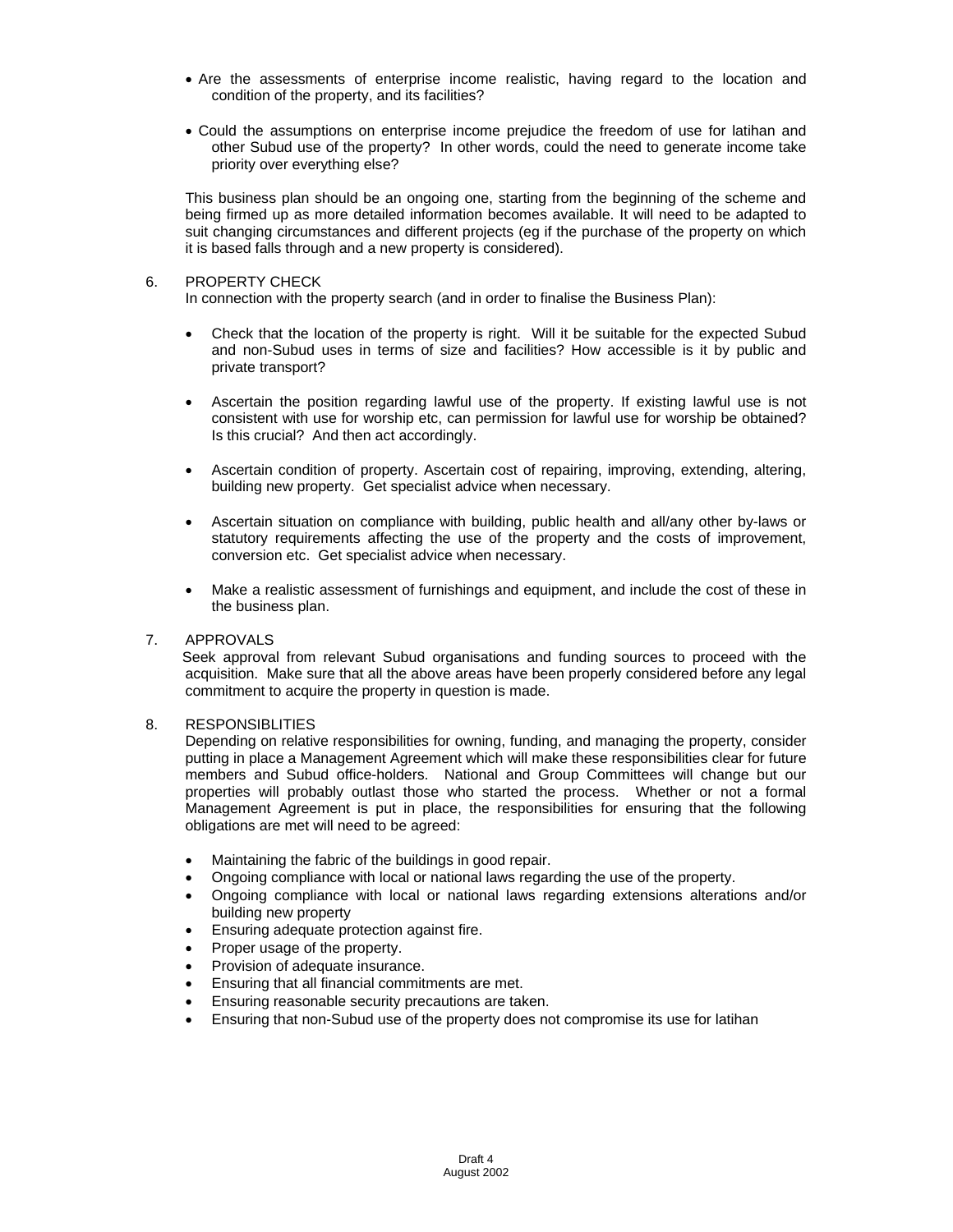- Are the assessments of enterprise income realistic, having regard to the location and condition of the property, and its facilities?

- Could the assumptions on enterprise income prejudice the freedom of use for latihan and other Subud use of the property? In other words, could the need to generate income take priority over everything else?

This business plan should be an ongoing one, starting from the beginning of the scheme and being firmed up as more detailed information becomes available. It will need to be adapted to suit changing circumstances and different projects (eg if the purchase of the property on which it is based falls through and a new property is considered).

6. PROPERTY CHECK

In connection with the property search (and in order to finalise the Business Plan):

- Check that the location of the property is right. Will it be suitable for the expected Subud and non-Subud uses in terms of size and facilities? How accessible is it by public and private transport?

- Ascertain the position regarding lawful use of the property. If existing lawful use is not consistent with use for worship etc, can permission for lawful use for worship be obtained? Is this crucial? And then act accordingly.

- Ascertain condition of property. Ascertain cost of repairing, improving, extending, altering, building new property. Get specialist advice when necessary.

- Ascertain situation on compliance with building, public health and all/any other by-laws or statutory requirements affecting the use of the property and the costs of improvement, conversion etc. Get specialist advice when necessary.

- Make a realistic assessment of furnishings and equipment, and include the cost of these in the business plan.

7. APPROVALS

Seek approval from relevant Subud organisations and funding sources to proceed with the acquisition. Make sure that all the above areas have been properly considered before any legal commitment to acquire the property in question is made.

8. RESPONSIBLITIES

Depending on relative responsibilities for owning, funding, and managing the property, consider putting in place a Management Agreement which will make these responsibilities clear for future members and Subud office-holders. National and Group Committees will change but our properties will probably outlast those who started the process. Whether or not a formal Management Agreement is put in place, the responsibilities for ensuring that the following obligations are met will need to be agreed:

- Maintaining the fabric of the buildings in good repair.
- Ongoing compliance with local or national laws regarding the use of the property.
- Ongoing compliance with local or national laws regarding extensions alterations and/or building new property
- Ensuring adequate protection against fire.
- Proper usage of the property.
- Provision of adequate insurance.
- Ensuring that all financial commitments are met.
- Ensuring reasonable security precautions are taken.
- Ensuring that non-Subud use of the property does not compromise its use for latihan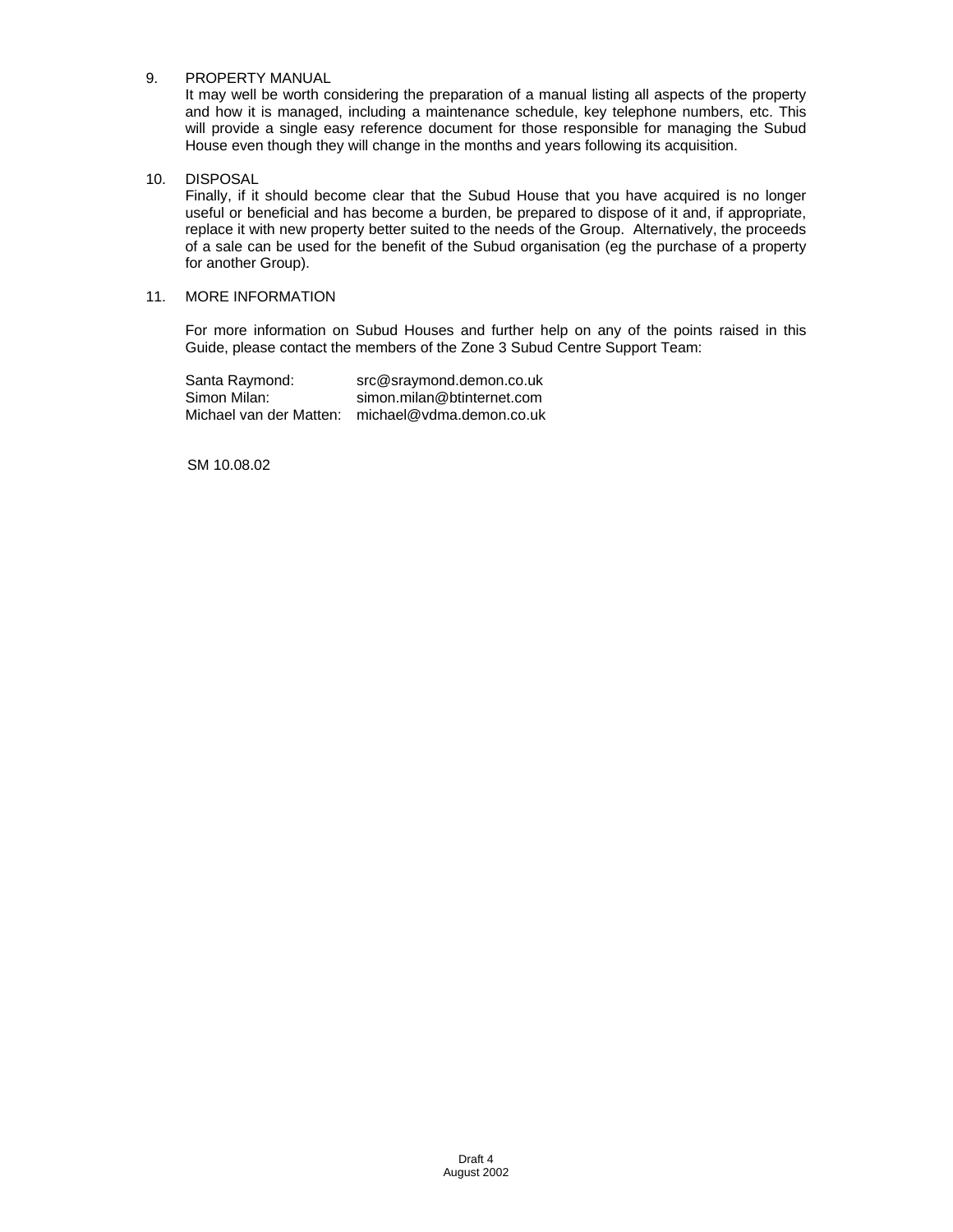9. PROPERTY MANUAL

It may well be worth considering the preparation of a manual listing all aspects of the property and how it is managed, including a maintenance schedule, key telephone numbers, etc. This will provide a single easy reference document for those responsible for managing the Subud House even though they will change in the months and years following its acquisition.

10. DISPOSAL

Finally, if it should become clear that the Subud House that you have acquired is no longer useful or beneficial and has become a burden, be prepared to dispose of it and, if appropriate, replace it with new property better suited to the needs of the Group. Alternatively, the proceeds of a sale can be used for the benefit of the Subud organisation (eg the purchase of a property for another Group).

11. MORE INFORMATION

For more information on Subud Houses and further help on any of the points raised in this Guide, please contact the members of the Zone 3 Subud Centre Support Team:

| | |
|---|---|
| Santa Raymond: | src@sraymond.demon.co.uk |
| Simon Milan: | simon.milan@btinternet.com |
| Michael van der Matten: | michael@vdma.demon.co.uk |

SM 10.08.02

Draft 4
August 2002